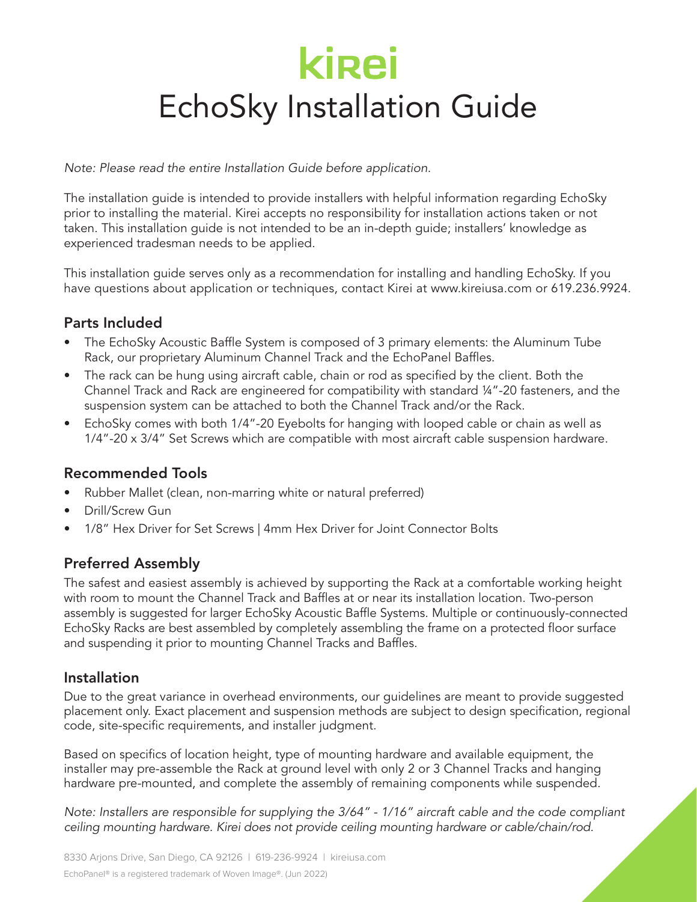# kirei

# EchoSky Installation Guide

*Note: Please read the entire Installation Guide before application.*

The installation guide is intended to provide installers with helpful information regarding EchoSky prior to installing the material. Kirei accepts no responsibility for installation actions taken or not taken. This installation guide is not intended to be an in-depth guide; installers' knowledge as experienced tradesman needs to be applied.

This installation guide serves only as a recommendation for installing and handling EchoSky. If you have questions about application or techniques, contact Kirei at www.kireiusa.com or 619.236.9924.

## Parts Included

- The EchoSky Acoustic Baffle System is composed of 3 primary elements: the Aluminum Tube Rack, our proprietary Aluminum Channel Track and the EchoPanel Baffles.
- The rack can be hung using aircraft cable, chain or rod as specified by the client. Both the Channel Track and Rack are engineered for compatibility with standard ¼"-20 fasteners, and the suspension system can be attached to both the Channel Track and/or the Rack.
- EchoSky comes with both 1/4"-20 Eyebolts for hanging with looped cable or chain as well as 1/4"-20 x 3/4" Set Screws which are compatible with most aircraft cable suspension hardware.

## Recommended Tools

- Rubber Mallet (clean, non-marring white or natural preferred)
- Drill/Screw Gun
- 1/8" Hex Driver for Set Screws | 4mm Hex Driver for Joint Connector Bolts

## Preferred Assembly

The safest and easiest assembly is achieved by supporting the Rack at a comfortable working height with room to mount the Channel Track and Baffles at or near its installation location. Two-person assembly is suggested for larger EchoSky Acoustic Baffle Systems. Multiple or continuously-connected EchoSky Racks are best assembled by completely assembling the frame on a protected floor surface and suspending it prior to mounting Channel Tracks and Baffles.

## Installation

Due to the great variance in overhead environments, our guidelines are meant to provide suggested placement only. Exact placement and suspension methods are subject to design specification, regional code, site-specific requirements, and installer judgment.

Based on specifics of location height, type of mounting hardware and available equipment, the installer may pre-assemble the Rack at ground level with only 2 or 3 Channel Tracks and hanging hardware pre-mounted, and complete the assembly of remaining components while suspended.

*Note: Installers are responsible for supplying the 3/64" - 1/16" aircraft cable and the code compliant ceiling mounting hardware. Kirei does not provide ceiling mounting hardware or cable/chain/rod.*

8330 Arjons Drive, San Diego, CA 92126 | 619-236-9924 | kireiusa.com

EchoPanel® is a registered trademark of Woven Image®. (Jun 2022)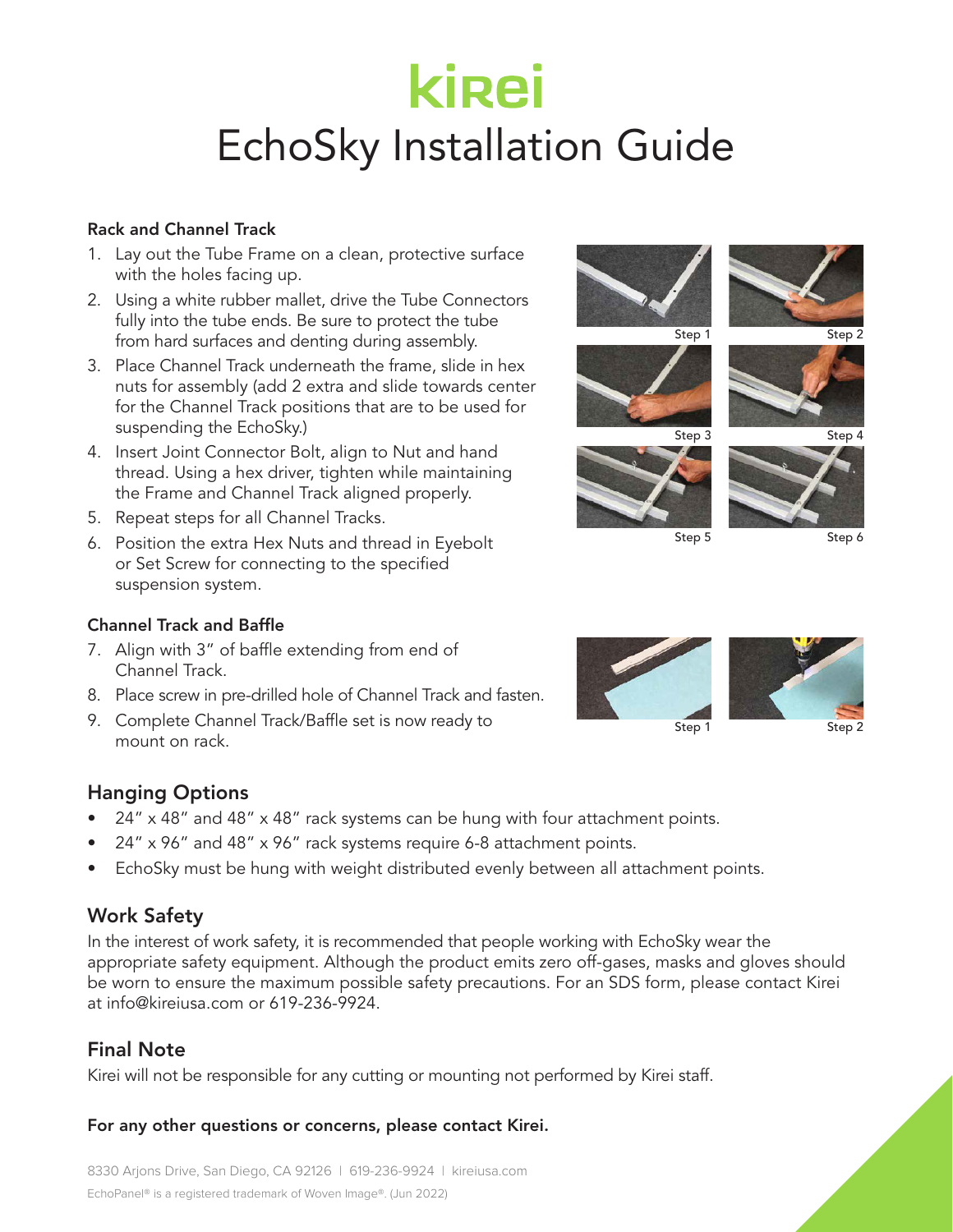# kirei

# EchoSky Installation Guide

### Rack and Channel Track

1. Lay out the Tube Frame on a clean, protective surface with the holes facing up.
2. Using a white rubber mallet, drive the Tube Connectors fully into the tube ends. Be sure to protect the tube from hard surfaces and denting during assembly.
3. Place Channel Track underneath the frame, slide in hex nuts for assembly (add 2 extra and slide towards center for the Channel Track positions that are to be used for suspending the EchoSky.)
4. Insert Joint Connector Bolt, align to Nut and hand thread. Using a hex driver, tighten while maintaining the Frame and Channel Track aligned properly.
5. Repeat steps for all Channel Tracks.
6. Position the extra Hex Nuts and thread in Eyebolt or Set Screw for connecting to the specified suspension system.

Step 1

Step 2

Step 3

Step 4

Step 5

Step 6

### Channel Track and Baffle

7. Align with 3" of baffle extending from end of Channel Track.
8. Place screw in pre-drilled hole of Channel Track and fasten.
9. Complete Channel Track/Baffle set is now ready to mount on rack.

Step 1

Step 2

## Hanging Options

- 24" x 48" and 48" x 48" rack systems can be hung with four attachment points.
- 24" x 96" and 48" x 96" rack systems require 6-8 attachment points.
- EchoSky must be hung with weight distributed evenly between all attachment points.

## Work Safety

In the interest of work safety, it is recommended that people working with EchoSky wear the appropriate safety equipment. Although the product emits zero off-gases, masks and gloves should be worn to ensure the maximum possible safety precautions. For an SDS form, please contact Kirei at info@kireiusa.com or 619-236-9924.

## Final Note

Kirei will not be responsible for any cutting or mounting not performed by Kirei staff.

**For any other questions or concerns, please contact Kirei.**

8330 Arjons Drive, San Diego, CA 92126 | 619-236-9924 | kireiusa.com

EchoPanel® is a registered trademark of Woven Image®. (Jun 2022)